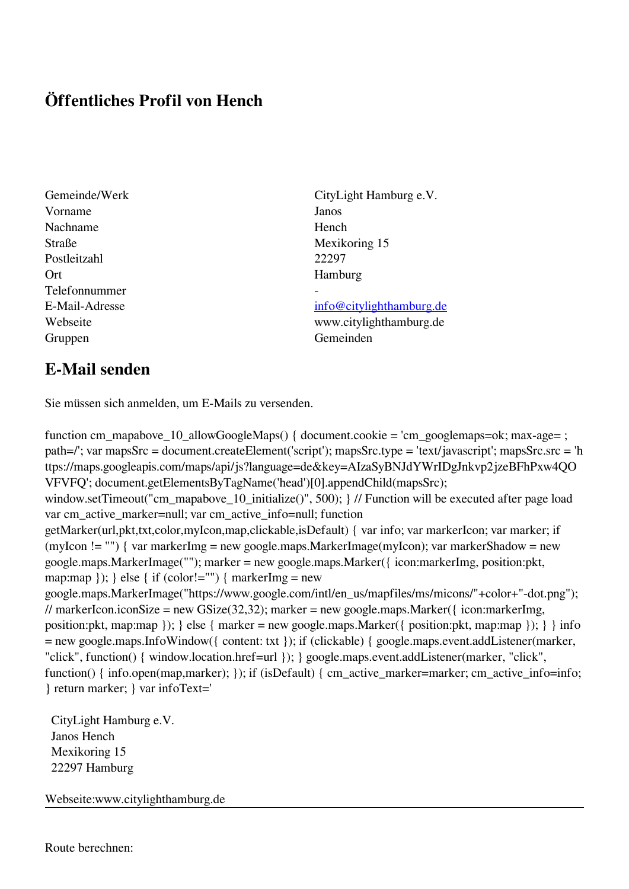# Öffentliches Profil von Hench

| | |
|---|---|
| Gemeinde/Werk | CityLight Hamburg e.V. |
| Vorname | Janos |
| Nachname | Hench |
| Straße | Mexikoring 15 |
| Postleitzahl | 22297 |
| Ort | Hamburg |
| Telefonnummer | - |
| E-Mail-Adresse | info@citylighthamburg.de |
| Webseite | www.citylighthamburg.de |
| Gruppen | Gemeinden |

## E-Mail senden

Sie müssen sich anmelden, um E-Mails zu versenden.

function cm_mapabove_10_allowGoogleMaps() { document.cookie = 'cm_googlemaps=ok; max-age= ; path=/'; var mapsSrc = document.createElement('script'); mapsSrc.type = 'text/javascript'; mapsSrc.src = 'https://maps.googleapis.com/maps/api/js?language=de&key=AIzaSyBNJdYWrIDgJnkvp2jzeBFhPxw4QOVFVFQ'; document.getElementsByTagName('head')[0].appendChild(mapsSrc); window.setTimeout("cm_mapabove_10_initialize()", 500); } // Function will be executed after page load var cm_active_marker=null; var cm_active_info=null; function getMarker(url,pkt,txt,color,myIcon,map,clickable,isDefault) { var info; var markerIcon; var marker; if (myIcon != "") { var markerImg = new google.maps.MarkerImage(myIcon); var markerShadow = new google.maps.MarkerImage(""); marker = new google.maps.Marker({ icon:markerImg, position:pkt, map:map }); } else { if (color!="") { markerImg = new google.maps.MarkerImage("https://www.google.com/intl/en_us/mapfiles/ms/micons/"+color+"-dot.png"); // markerIcon.iconSize = new GSize(32,32); marker = new google.maps.Marker({ icon:markerImg, position:pkt, map:map }); } else { marker = new google.maps.Marker({ position:pkt, map:map }); } } info = new google.maps.InfoWindow({ content: txt }); if (clickable) { google.maps.event.addListener(marker, "click", function() { window.location.href=url }); } google.maps.event.addListener(marker, "click", function() { info.open(map,marker); }); if (isDefault) { cm_active_marker=marker; cm_active_info=info; } return marker; } var infoText='

CityLight Hamburg e.V.
Janos Hench
Mexikoring 15
22297 Hamburg

Webseite:www.citylighthamburg.de

---

Route berechnen: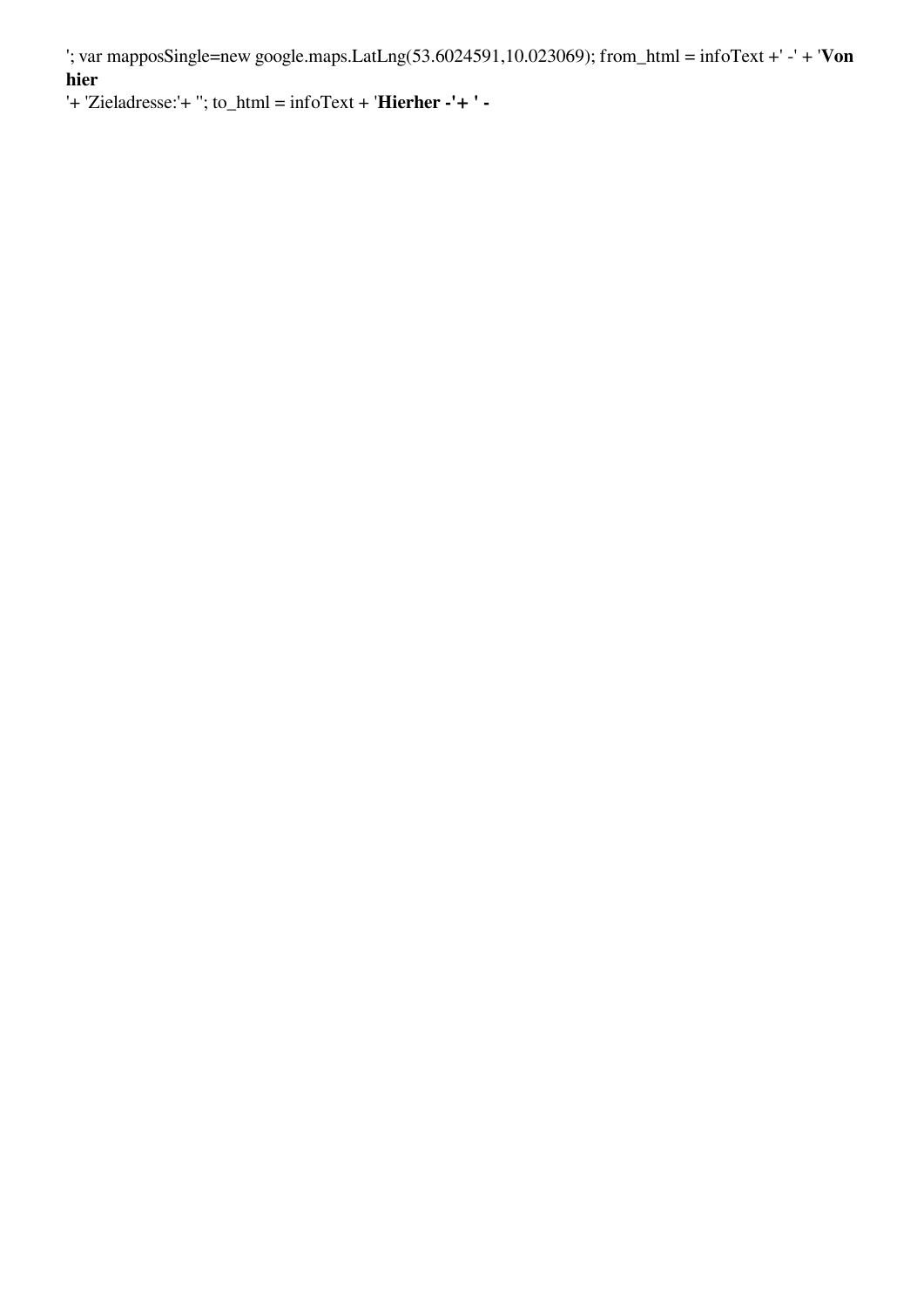'; var mapposSingle=new google.maps.LatLng(53.6024591,10.023069); from_html = infoText +' -' + '**Von hier**

'+ 'Zieladresse:'+ ''; to_html = infoText + '**Hierher -'+ ' -**